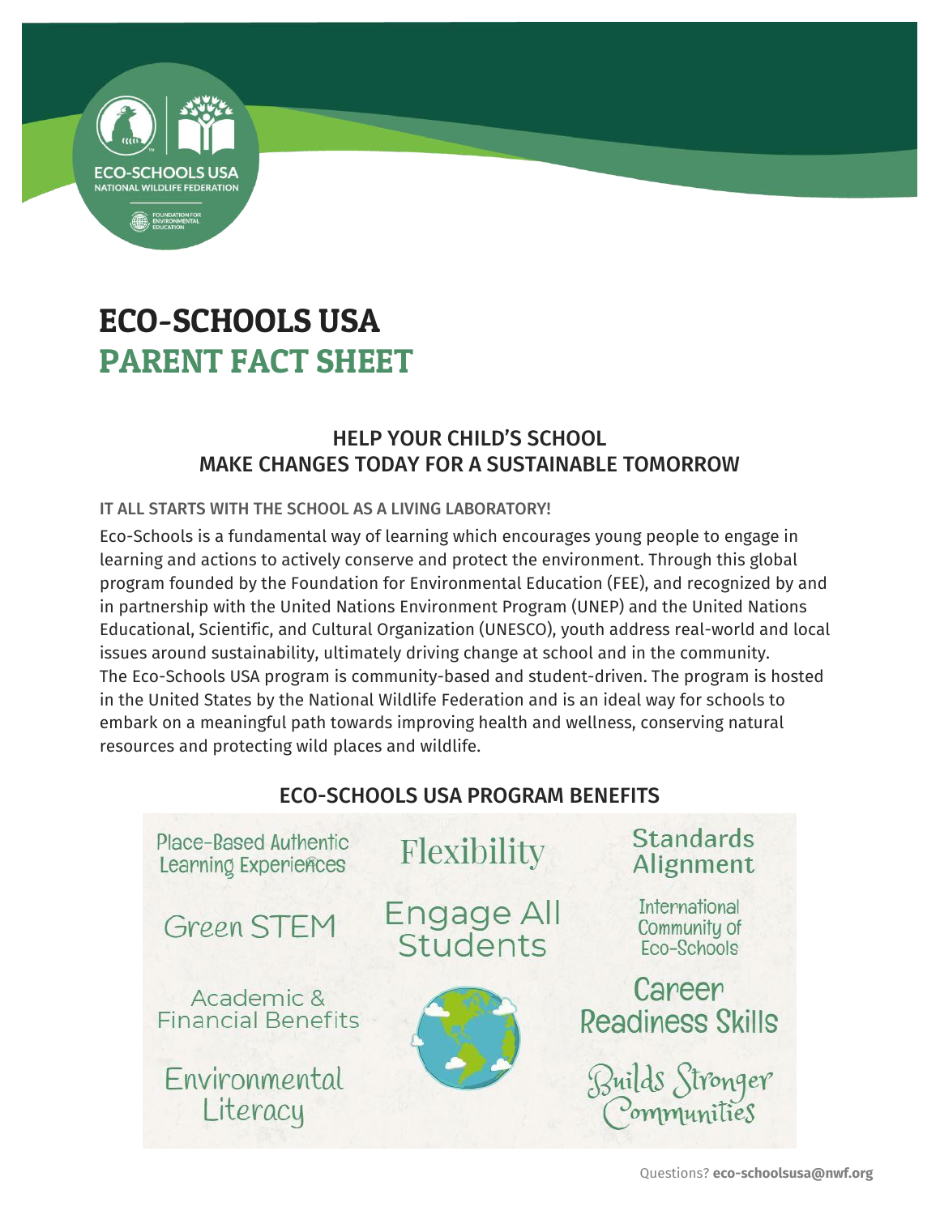ECO-SCHOOLS USA
NATIONAL WILDLIFE FEDERATION

FOUNDATION FOR ENVIRONMENTAL EDUCATION

# ECO-SCHOOLS USA
# PARENT FACT SHEET

## HELP YOUR CHILD'S SCHOOL MAKE CHANGES TODAY FOR A SUSTAINABLE TOMORROW

### IT ALL STARTS WITH THE SCHOOL AS A LIVING LABORATORY!

Eco-Schools is a fundamental way of learning which encourages young people to engage in learning and actions to actively conserve and protect the environment. Through this global program founded by the Foundation for Environmental Education (FEE), and recognized by and in partnership with the United Nations Environment Program (UNEP) and the United Nations Educational, Scientific, and Cultural Organization (UNESCO), youth address real-world and local issues around sustainability, ultimately driving change at school and in the community. The Eco-Schools USA program is community-based and student-driven. The program is hosted in the United States by the National Wildlife Federation and is an ideal way for schools to embark on a meaningful path towards improving health and wellness, conserving natural resources and protecting wild places and wildlife.

## ECO-SCHOOLS USA PROGRAM BENEFITS

- Place-Based Authentic Learning Experiences
- Flexibility
- Standards Alignment
- Green STEM
- Engage All Students
- International Community of Eco-Schools
- Academic & Financial Benefits
- Career Readiness Skills
- Environmental Literacy
- Builds Stronger Communities

Questions? **eco-schoolsusa@nwf.org**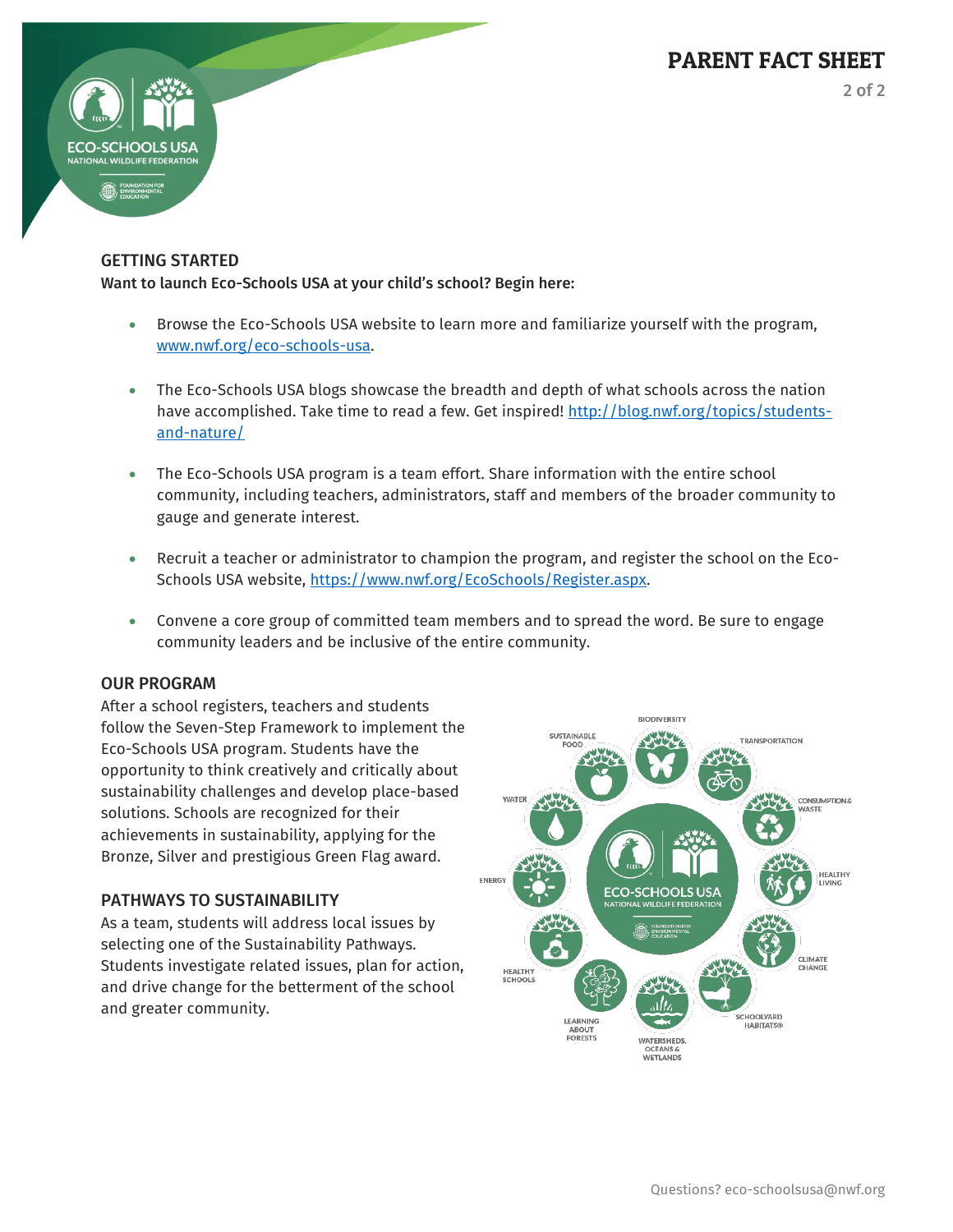## GETTING STARTED

**Want to launch Eco-Schools USA at your child's school? Begin here:**

- Browse the Eco-Schools USA website to learn more and familiarize yourself with the program, www.nwf.org/eco-schools-usa.
- The Eco-Schools USA blogs showcase the breadth and depth of what schools across the nation have accomplished. Take time to read a few. Get inspired! http://blog.nwf.org/topics/students-and-nature/
- The Eco-Schools USA program is a team effort. Share information with the entire school community, including teachers, administrators, staff and members of the broader community to gauge and generate interest.
- Recruit a teacher or administrator to champion the program, and register the school on the Eco-Schools USA website, https://www.nwf.org/EcoSchools/Register.aspx.
- Convene a core group of committed team members and to spread the word. Be sure to engage community leaders and be inclusive of the entire community.

## OUR PROGRAM

After a school registers, teachers and students follow the Seven-Step Framework to implement the Eco-Schools USA program. Students have the opportunity to think creatively and critically about sustainability challenges and develop place-based solutions. Schools are recognized for their achievements in sustainability, applying for the Bronze, Silver and prestigious Green Flag award.

## PATHWAYS TO SUSTAINABILITY

As a team, students will address local issues by selecting one of the Sustainability Pathways. Students investigate related issues, plan for action, and drive change for the betterment of the school and greater community.

BIODIVERSITY
TRANSPORTATION
CONSUMPTION & WASTE
HEALTHY LIVING
CLIMATE CHANGE
SCHOOLYARD HABITATS®
WATERSHEDS, OCEANS & WETLANDS
LEARNING ABOUT FORESTS
HEALTHY SCHOOLS
ENERGY
WATER
SUSTAINABLE FOOD
ECO-SCHOOLS USA
NATIONAL WILDLIFE FEDERATION